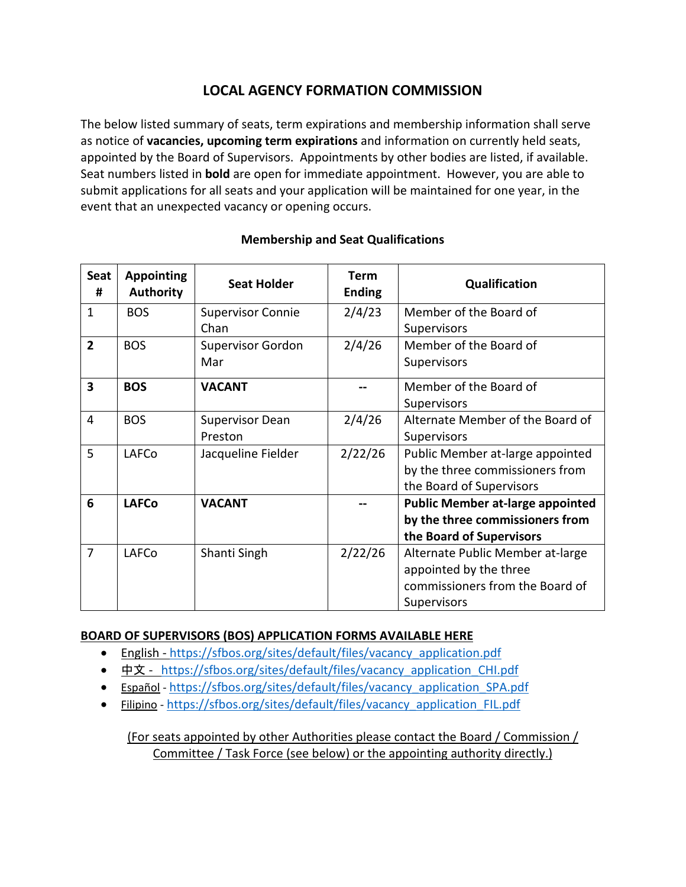# LOCAL AGENCY FORMATION COMMISSION

The below listed summary of seats, term expirations and membership information shall serve as notice of **vacancies, upcoming term expirations** and information on currently held seats, appointed by the Board of Supervisors. Appointments by other bodies are listed, if available. Seat numbers listed in **bold** are open for immediate appointment. However, you are able to submit applications for all seats and your application will be maintained for one year, in the event that an unexpected vacancy or opening occurs.

**Membership and Seat Qualifications**

| Seat # | Appointing Authority | Seat Holder | Term Ending | Qualification |
|---|---|---|---|---|
| 1 | BOS | Supervisor Connie Chan | 2/4/23 | Member of the Board of Supervisors |
| **2** | BOS | Supervisor Gordon Mar | 2/4/26 | Member of the Board of Supervisors |
| **3** | **BOS** | **VACANT** | -- | Member of the Board of Supervisors |
| 4 | BOS | Supervisor Dean Preston | 2/4/26 | Alternate Member of the Board of Supervisors |
| 5 | LAFCo | Jacqueline Fielder | 2/22/26 | Public Member at-large appointed by the three commissioners from the Board of Supervisors |
| **6** | **LAFCo** | **VACANT** | -- | **Public Member at-large appointed by the three commissioners from the Board of Supervisors** |
| 7 | LAFCo | Shanti Singh | 2/22/26 | Alternate Public Member at-large appointed by the three commissioners from the Board of Supervisors |

**BOARD OF SUPERVISORS (BOS) APPLICATION FORMS AVAILABLE HERE**

- English - https://sfbos.org/sites/default/files/vacancy_application.pdf
- 中文 - https://sfbos.org/sites/default/files/vacancy_application_CHI.pdf
- Español - https://sfbos.org/sites/default/files/vacancy_application_SPA.pdf
- Filipino - https://sfbos.org/sites/default/files/vacancy_application_FIL.pdf

(For seats appointed by other Authorities please contact the Board / Commission / Committee / Task Force (see below) or the appointing authority directly.)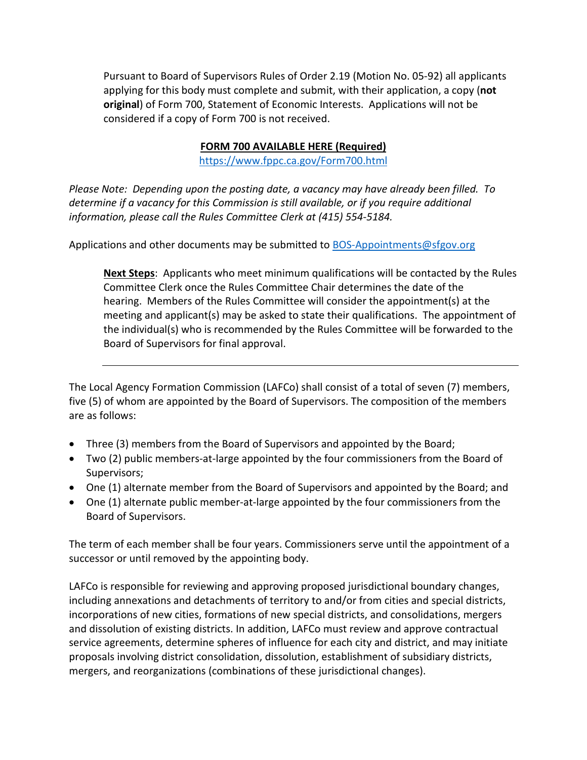Pursuant to Board of Supervisors Rules of Order 2.19 (Motion No. 05-92) all applicants applying for this body must complete and submit, with their application, a copy (**not original**) of Form 700, Statement of Economic Interests. Applications will not be considered if a copy of Form 700 is not received.

**FORM 700 AVAILABLE HERE (Required)**

https://www.fppc.ca.gov/Form700.html

*Please Note: Depending upon the posting date, a vacancy may have already been filled. To determine if a vacancy for this Commission is still available, or if you require additional information, please call the Rules Committee Clerk at (415) 554-5184.*

Applications and other documents may be submitted to BOS-Appointments@sfgov.org

**Next Steps**: Applicants who meet minimum qualifications will be contacted by the Rules Committee Clerk once the Rules Committee Chair determines the date of the hearing. Members of the Rules Committee will consider the appointment(s) at the meeting and applicant(s) may be asked to state their qualifications. The appointment of the individual(s) who is recommended by the Rules Committee will be forwarded to the Board of Supervisors for final approval.

---

The Local Agency Formation Commission (LAFCo) shall consist of a total of seven (7) members, five (5) of whom are appointed by the Board of Supervisors. The composition of the members are as follows:

- Three (3) members from the Board of Supervisors and appointed by the Board;
- Two (2) public members-at-large appointed by the four commissioners from the Board of Supervisors;
- One (1) alternate member from the Board of Supervisors and appointed by the Board; and
- One (1) alternate public member-at-large appointed by the four commissioners from the Board of Supervisors.

The term of each member shall be four years. Commissioners serve until the appointment of a successor or until removed by the appointing body.

LAFCo is responsible for reviewing and approving proposed jurisdictional boundary changes, including annexations and detachments of territory to and/or from cities and special districts, incorporations of new cities, formations of new special districts, and consolidations, mergers and dissolution of existing districts. In addition, LAFCo must review and approve contractual service agreements, determine spheres of influence for each city and district, and may initiate proposals involving district consolidation, dissolution, establishment of subsidiary districts, mergers, and reorganizations (combinations of these jurisdictional changes).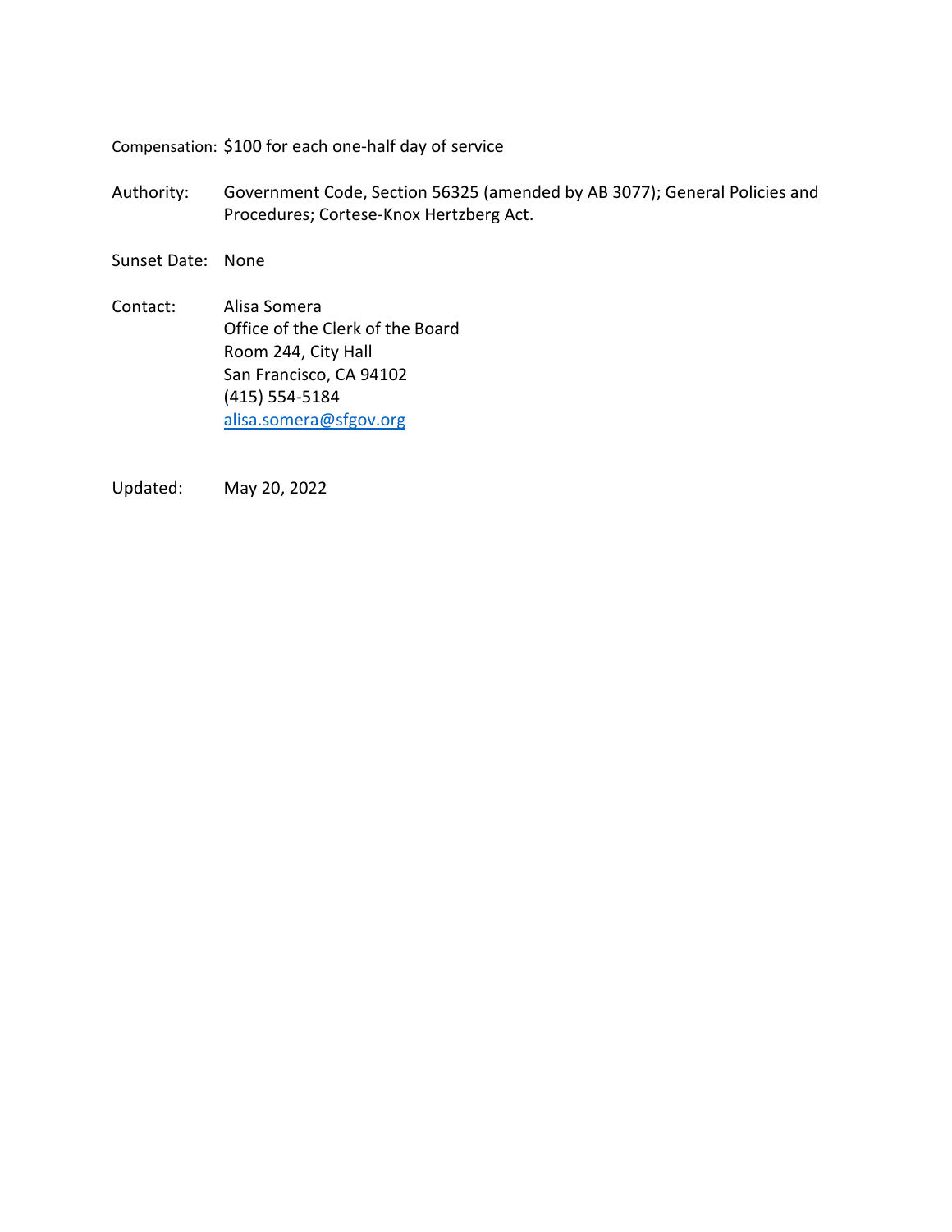Compensation: $100 for each one-half day of service

Authority: Government Code, Section 56325 (amended by AB 3077); General Policies and Procedures; Cortese-Knox Hertzberg Act.

Sunset Date: None

Contact: Alisa Somera
Office of the Clerk of the Board
Room 244, City Hall
San Francisco, CA 94102
(415) 554-5184
alisa.somera@sfgov.org

Updated: May 20, 2022